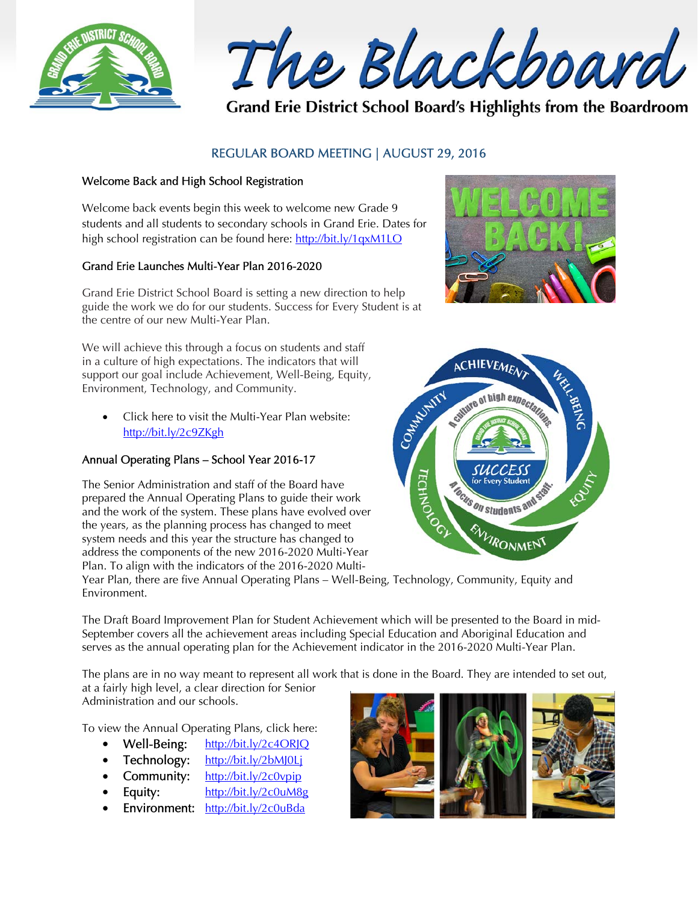# The Blackboard

Grand Erie District School Board's Highlights from the Boardroom

## REGULAR BOARD MEETING | AUGUST 29, 2016

### Welcome Back and High School Registration

Welcome back events begin this week to welcome new Grade 9 students and all students to secondary schools in Grand Erie. Dates for high school registration can be found here: http://bit.ly/1qxM1LO

### Grand Erie Launches Multi-Year Plan 2016-2020

Grand Erie District School Board is setting a new direction to help guide the work we do for our students. Success for Every Student is at the centre of our new Multi-Year Plan.

We will achieve this through a focus on students and staff in a culture of high expectations. The indicators that will support our goal include Achievement, Well-Being, Equity, Environment, Technology, and Community.

- Click here to visit the Multi-Year Plan website: http://bit.ly/2c9ZKgh

### Annual Operating Plans – School Year 2016-17

The Senior Administration and staff of the Board have prepared the Annual Operating Plans to guide their work and the work of the system. These plans have evolved over the years, as the planning process has changed to meet system needs and this year the structure has changed to address the components of the new 2016-2020 Multi-Year Plan. To align with the indicators of the 2016-2020 Multi-Year Plan, there are five Annual Operating Plans – Well-Being, Technology, Community, Equity and Environment.

The Draft Board Improvement Plan for Student Achievement which will be presented to the Board in mid-September covers all the achievement areas including Special Education and Aboriginal Education and serves as the annual operating plan for the Achievement indicator in the 2016-2020 Multi-Year Plan.

The plans are in no way meant to represent all work that is done in the Board. They are intended to set out, at a fairly high level, a clear direction for Senior Administration and our schools.

To view the Annual Operating Plans, click here:

- Well-Being: http://bit.ly/2c4ORJQ
- Technology: http://bit.ly/2bMJ0Lj
- Community: http://bit.ly/2c0vpip
- Equity: http://bit.ly/2c0uM8g
- Environment: http://bit.ly/2c0uBda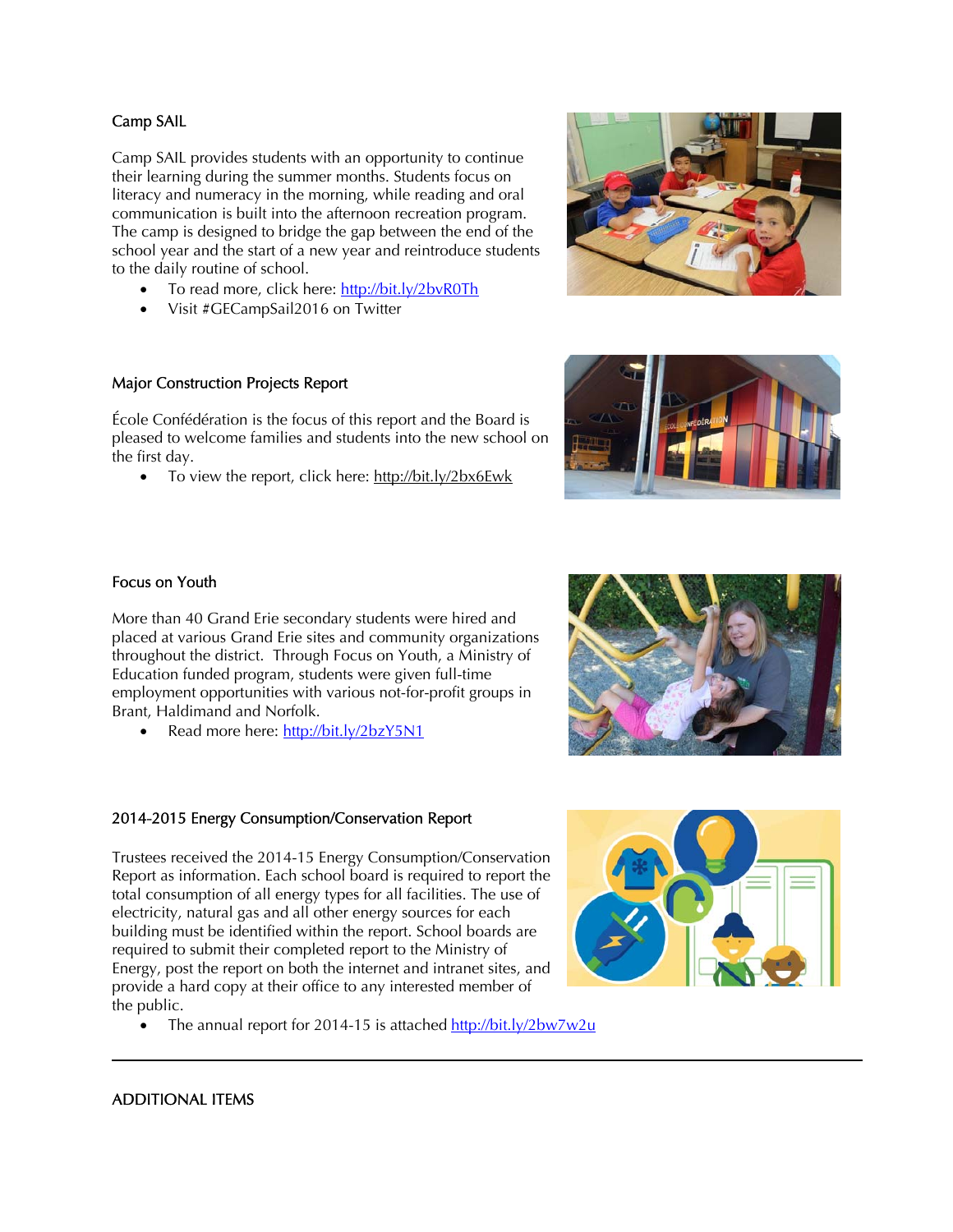### Camp SAIL

Camp SAIL provides students with an opportunity to continue their learning during the summer months. Students focus on literacy and numeracy in the morning, while reading and oral communication is built into the afternoon recreation program. The camp is designed to bridge the gap between the end of the school year and the start of a new year and reintroduce students to the daily routine of school.

- To read more, click here: http://bit.ly/2bvR0Th
- Visit #GECampSail2016 on Twitter

### Major Construction Projects Report

École Confédération is the focus of this report and the Board is pleased to welcome families and students into the new school on the first day.

- To view the report, click here: http://bit.ly/2bx6Ewk

### Focus on Youth

More than 40 Grand Erie secondary students were hired and placed at various Grand Erie sites and community organizations throughout the district. Through Focus on Youth, a Ministry of Education funded program, students were given full-time employment opportunities with various not-for-profit groups in Brant, Haldimand and Norfolk.

- Read more here: http://bit.ly/2bzY5N1

### 2014-2015 Energy Consumption/Conservation Report

Trustees received the 2014-15 Energy Consumption/Conservation Report as information. Each school board is required to report the total consumption of all energy types for all facilities. The use of electricity, natural gas and all other energy sources for each building must be identified within the report. School boards are required to submit their completed report to the Ministry of Energy, post the report on both the internet and intranet sites, and provide a hard copy at their office to any interested member of the public.

- The annual report for 2014-15 is attached http://bit.ly/2bw7w2u

---

## ADDITIONAL ITEMS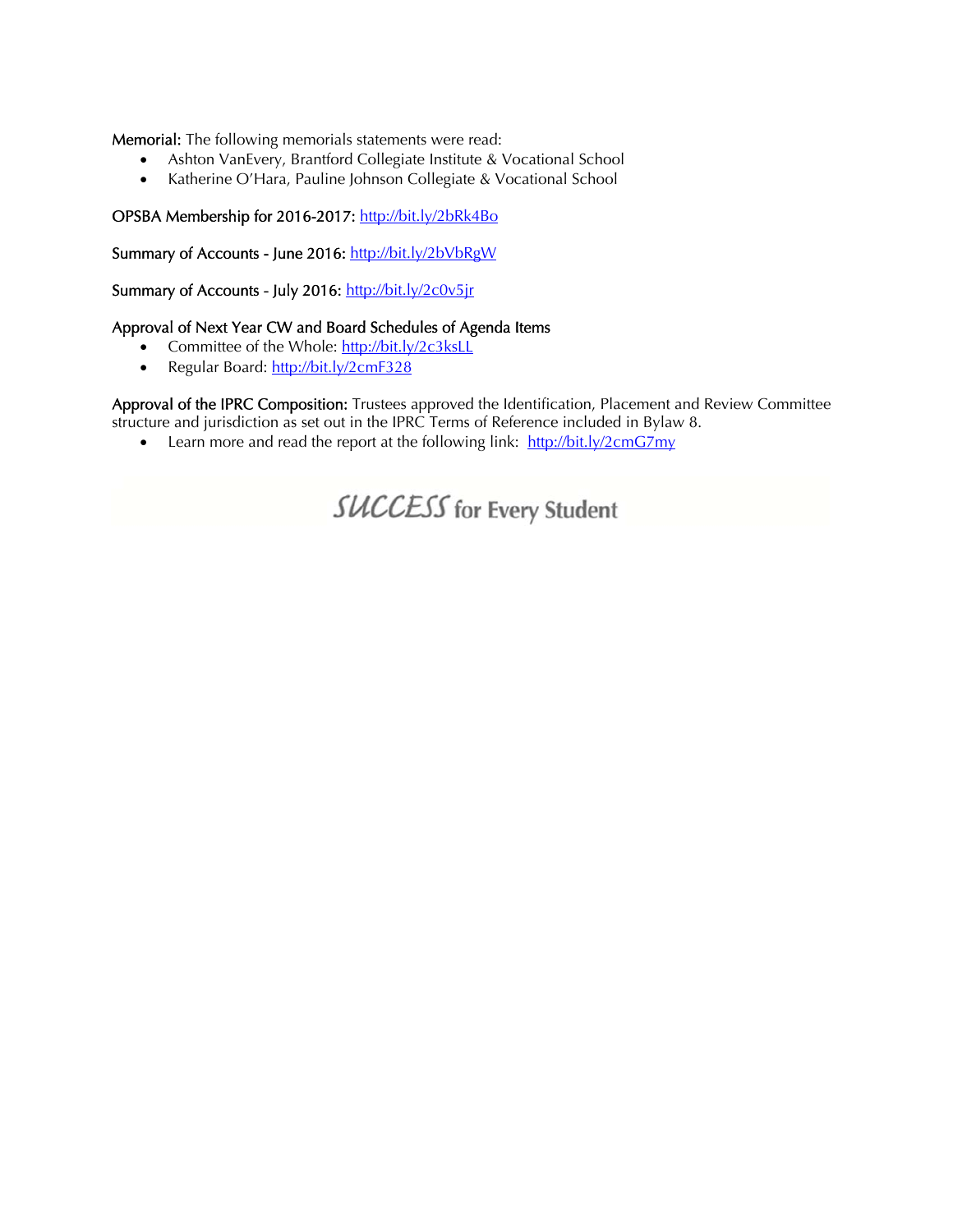**Memorial:** The following memorials statements were read:

- Ashton VanEvery, Brantford Collegiate Institute & Vocational School
- Katherine O'Hara, Pauline Johnson Collegiate & Vocational School

**OPSBA Membership for 2016-2017:** http://bit.ly/2bRk4Bo

**Summary of Accounts - June 2016:** http://bit.ly/2bVbRgW

**Summary of Accounts - July 2016:** http://bit.ly/2c0v5jr

**Approval of Next Year CW and Board Schedules of Agenda Items**

- Committee of the Whole: http://bit.ly/2c3ksLL
- Regular Board: http://bit.ly/2cmF328

**Approval of the IPRC Composition:** Trustees approved the Identification, Placement and Review Committee structure and jurisdiction as set out in the IPRC Terms of Reference included in Bylaw 8.

- Learn more and read the report at the following link: http://bit.ly/2cmG7my

*SUCCESS* for Every Student